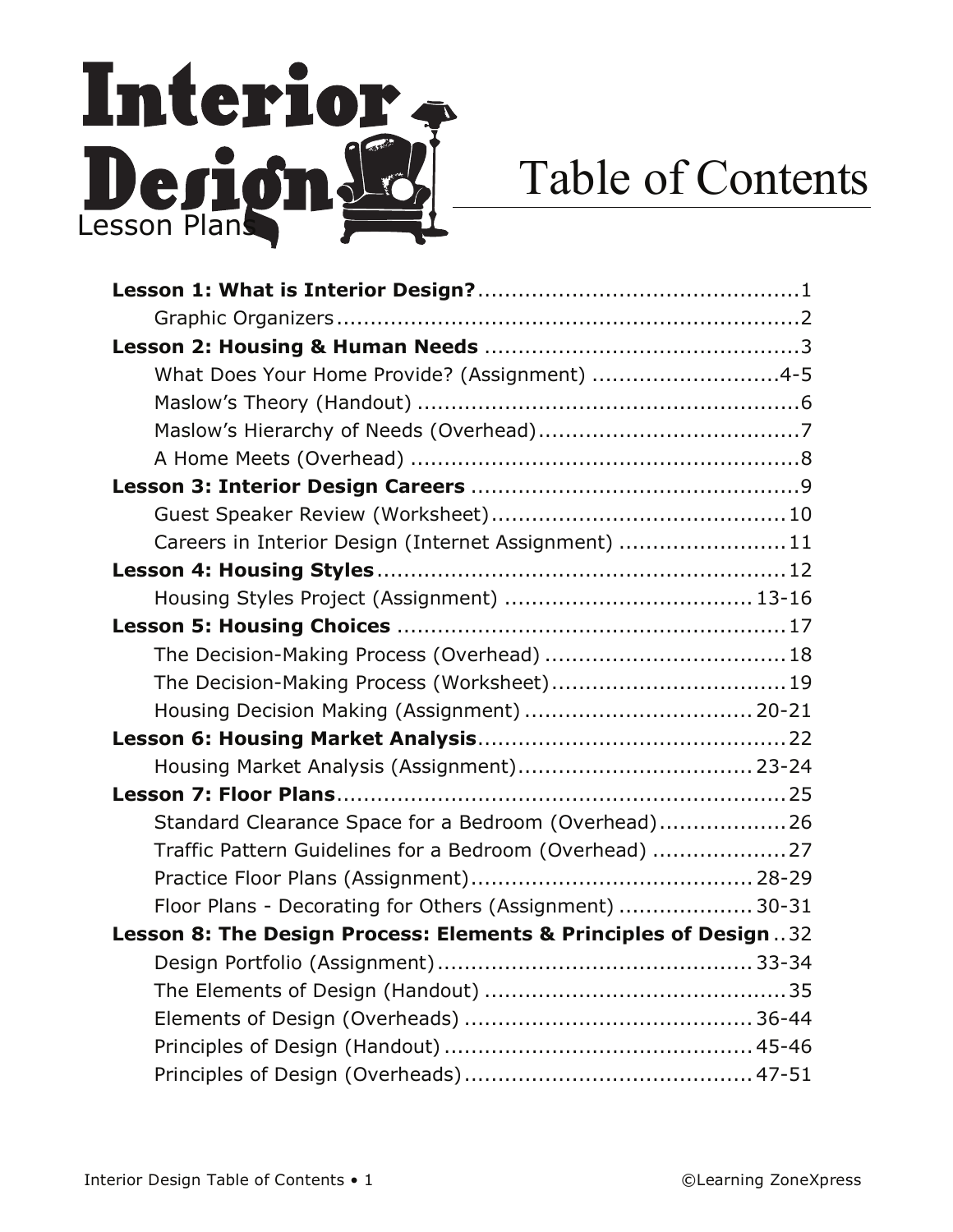# Interior Design Lesson Plans

# Table of Contents

**Lesson 1: What is Interior Design?** ................................................1
- Graphic Organizers.......................................................................2

**Lesson 2: Housing & Human Needs** ...............................................3
- What Does Your Home Provide? (Assignment) ............................4-5
- Maslow's Theory (Handout) .........................................................6
- Maslow's Hierarchy of Needs (Overhead).......................................7
- A Home Meets (Overhead) ...........................................................8

**Lesson 3: Interior Design Careers** .................................................9
- Guest Speaker Review (Worksheet).............................................10
- Careers in Interior Design (Internet Assignment) .........................11

**Lesson 4: Housing Styles**..............................................................12
- Housing Styles Project (Assignment) ..................................... 13-16

**Lesson 5: Housing Choices** ...........................................................17
- The Decision-Making Process (Overhead) ....................................18
- The Decision-Making Process (Worksheet)...................................19
- Housing Decision Making (Assignment) .................................. 20-21

**Lesson 6: Housing Market Analysis**..............................................22
- Housing Market Analysis (Assignment).................................. 23-24

**Lesson 7: Floor Plans**...................................................................25
- Standard Clearance Space for a Bedroom (Overhead)...................26
- Traffic Pattern Guidelines for a Bedroom (Overhead) ....................27
- Practice Floor Plans (Assignment).......................................... 28-29
- Floor Plans - Decorating for Others (Assignment) .................... 30-31

**Lesson 8: The Design Process: Elements & Principles of Design**..32
- Design Portfolio (Assignment)................................................ 33-34
- The Elements of Design (Handout) .............................................35
- Elements of Design (Overheads) ........................................... 36-44
- Principles of Design (Handout) .............................................. 45-46
- Principles of Design (Overheads)........................................... 47-51

©Learning ZoneXpress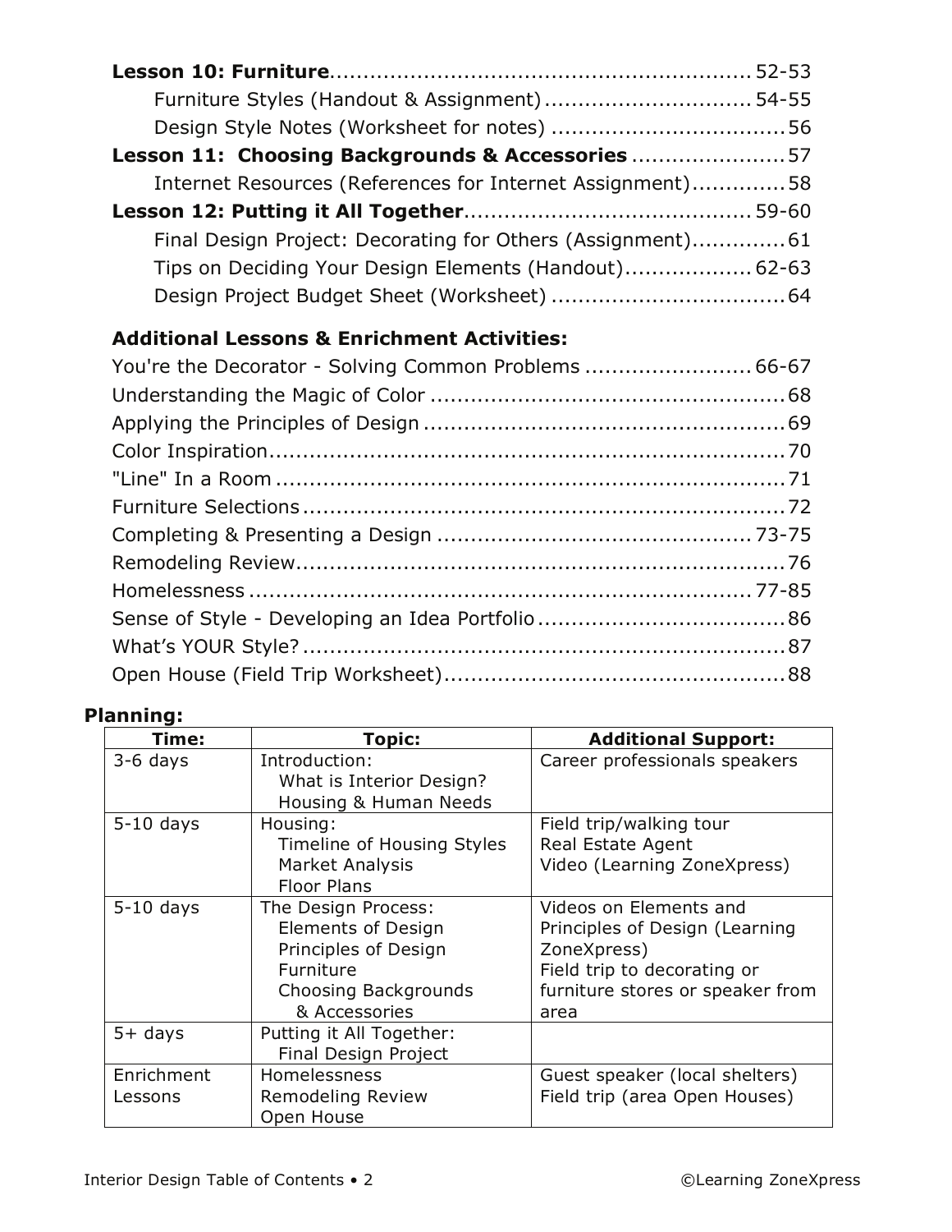**Lesson 10: Furniture**............................................................. 52-53

Furniture Styles (Handout & Assignment) .............................. 54-55

Design Style Notes (Worksheet for notes) ..................................56

**Lesson 11: Choosing Backgrounds & Accessories** .......................57

Internet Resources (References for Internet Assignment).............58

**Lesson 12: Putting it All Together**.......................................... 59-60

Final Design Project: Decorating for Others (Assignment).............61

Tips on Deciding Your Design Elements (Handout).................. 62-63

Design Project Budget Sheet (Worksheet) ..................................64

**Additional Lessons & Enrichment Activities:**

You're the Decorator - Solving Common Problems ........................ 66-67

Understanding the Magic of Color ....................................................68

Applying the Principles of Design .....................................................69

Color Inspiration...........................................................................70

"Line" In a Room ...........................................................................71

Furniture Selections .......................................................................72

Completing & Presenting a Design .............................................. 73-75

Remodeling Review.........................................................................76

Homelessness ........................................................................ 77-85

Sense of Style - Developing an Idea Portfolio ....................................86

What's YOUR Style? .......................................................................87

Open House (Field Trip Worksheet)..................................................88

**Planning:**

| Time: | Topic: | Additional Support: |
|---|---|---|
| 3-6 days | Introduction:<br>What is Interior Design?<br>Housing & Human Needs | Career professionals speakers |
| 5-10 days | Housing:<br>Timeline of Housing Styles<br>Market Analysis<br>Floor Plans | Field trip/walking tour<br>Real Estate Agent<br>Video (Learning ZoneXpress) |
| 5-10 days | The Design Process:<br>Elements of Design<br>Principles of Design<br>Furniture<br>Choosing Backgrounds & Accessories | Videos on Elements and Principles of Design (Learning ZoneXpress)<br>Field trip to decorating or furniture stores or speaker from area |
| 5+ days | Putting it All Together:<br>Final Design Project | |
| Enrichment Lessons | Homelessness<br>Remodeling Review<br>Open House | Guest speaker (local shelters)<br>Field trip (area Open Houses) |